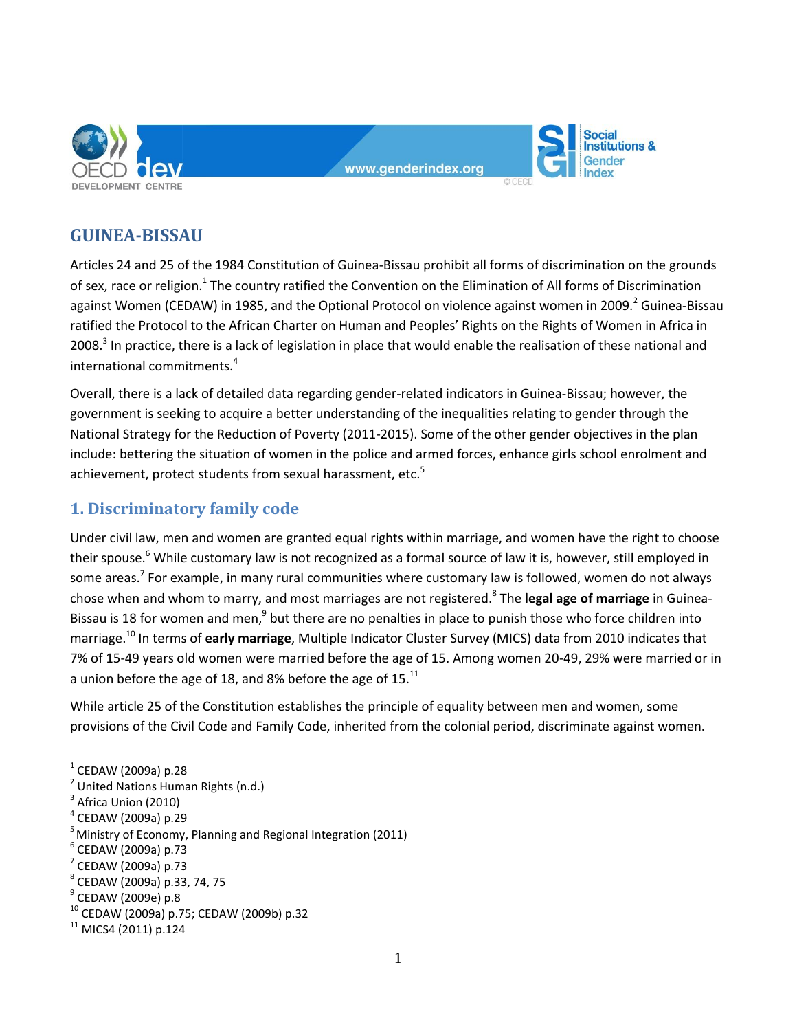# GUINEA-BISSAU

Articles 24 and 25 of the 1984 Constitution of Guinea-Bissau prohibit all forms of discrimination on the grounds of sex, race or religion.[1] The country ratified the Convention on the Elimination of All forms of Discrimination against Women (CEDAW) in 1985, and the Optional Protocol on violence against women in 2009.[2] Guinea-Bissau ratified the Protocol to the African Charter on Human and Peoples' Rights on the Rights of Women in Africa in 2008.[3] In practice, there is a lack of legislation in place that would enable the realisation of these national and international commitments.[4]

Overall, there is a lack of detailed data regarding gender-related indicators in Guinea-Bissau; however, the government is seeking to acquire a better understanding of the inequalities relating to gender through the National Strategy for the Reduction of Poverty (2011-2015). Some of the other gender objectives in the plan include: bettering the situation of women in the police and armed forces, enhance girls school enrolment and achievement, protect students from sexual harassment, etc.[5]

## 1. Discriminatory family code

Under civil law, men and women are granted equal rights within marriage, and women have the right to choose their spouse.[6] While customary law is not recognized as a formal source of law it is, however, still employed in some areas.[7] For example, in many rural communities where customary law is followed, women do not always chose when and whom to marry, and most marriages are not registered.[8] The **legal age of marriage** in Guinea-Bissau is 18 for women and men,[9] but there are no penalties in place to punish those who force children into marriage.[10] In terms of **early marriage**, Multiple Indicator Cluster Survey (MICS) data from 2010 indicates that 7% of 15-49 years old women were married before the age of 15. Among women 20-49, 29% were married or in a union before the age of 18, and 8% before the age of 15.[11]

While article 25 of the Constitution establishes the principle of equality between men and women, some provisions of the Civil Code and Family Code, inherited from the colonial period, discriminate against women.

---

[1] CEDAW (2009a) p.28
[2] United Nations Human Rights (n.d.)
[3] Africa Union (2010)
[4] CEDAW (2009a) p.29
[5] Ministry of Economy, Planning and Regional Integration (2011)
[6] CEDAW (2009a) p.73
[7] CEDAW (2009a) p.73
[8] CEDAW (2009a) p.33, 74, 75
[9] CEDAW (2009e) p.8
[10] CEDAW (2009a) p.75; CEDAW (2009b) p.32
[11] MICS4 (2011) p.124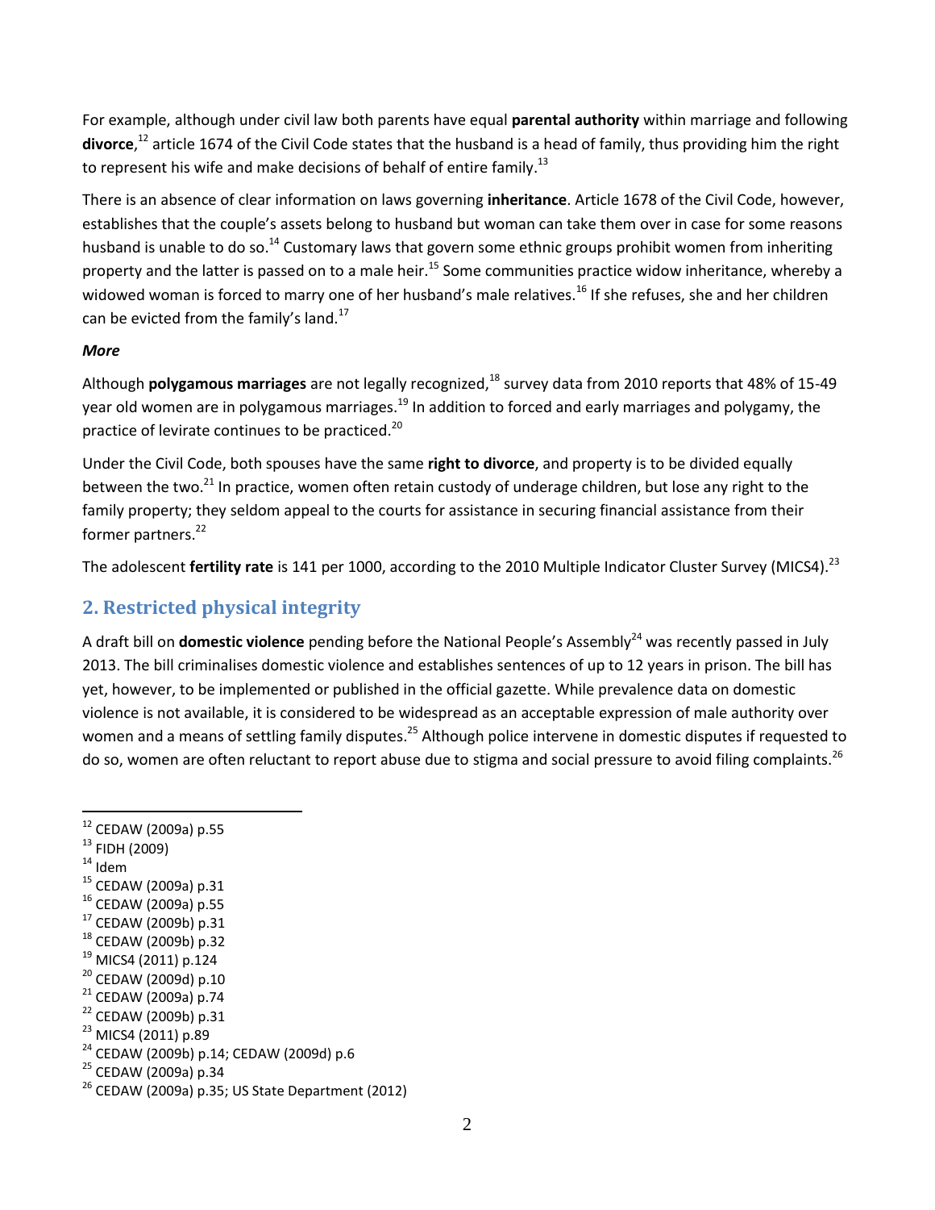For example, although under civil law both parents have equal **parental authority** within marriage and following **divorce**,[12] article 1674 of the Civil Code states that the husband is a head of family, thus providing him the right to represent his wife and make decisions of behalf of entire family.[13]

There is an absence of clear information on laws governing **inheritance**. Article 1678 of the Civil Code, however, establishes that the couple's assets belong to husband but woman can take them over in case for some reasons husband is unable to do so.[14] Customary laws that govern some ethnic groups prohibit women from inheriting property and the latter is passed on to a male heir.[15] Some communities practice widow inheritance, whereby a widowed woman is forced to marry one of her husband's male relatives.[16] If she refuses, she and her children can be evicted from the family's land.[17]

***More***

Although **polygamous marriages** are not legally recognized,[18] survey data from 2010 reports that 48% of 15-49 year old women are in polygamous marriages.[19] In addition to forced and early marriages and polygamy, the practice of levirate continues to be practiced.[20]

Under the Civil Code, both spouses have the same **right to divorce**, and property is to be divided equally between the two.[21] In practice, women often retain custody of underage children, but lose any right to the family property; they seldom appeal to the courts for assistance in securing financial assistance from their former partners.[22]

The adolescent **fertility rate** is 141 per 1000, according to the 2010 Multiple Indicator Cluster Survey (MICS4).[23]

## 2. Restricted physical integrity

A draft bill on **domestic violence** pending before the National People's Assembly[24] was recently passed in July 2013. The bill criminalises domestic violence and establishes sentences of up to 12 years in prison. The bill has yet, however, to be implemented or published in the official gazette. While prevalence data on domestic violence is not available, it is considered to be widespread as an acceptable expression of male authority over women and a means of settling family disputes.[25] Although police intervene in domestic disputes if requested to do so, women are often reluctant to report abuse due to stigma and social pressure to avoid filing complaints.[26]

---

[12] CEDAW (2009a) p.55
[13] FIDH (2009)
[14] Idem
[15] CEDAW (2009a) p.31
[16] CEDAW (2009a) p.55
[17] CEDAW (2009b) p.31
[18] CEDAW (2009b) p.32
[19] MICS4 (2011) p.124
[20] CEDAW (2009d) p.10
[21] CEDAW (2009a) p.74
[22] CEDAW (2009b) p.31
[23] MICS4 (2011) p.89
[24] CEDAW (2009b) p.14; CEDAW (2009d) p.6
[25] CEDAW (2009a) p.34
[26] CEDAW (2009a) p.35; US State Department (2012)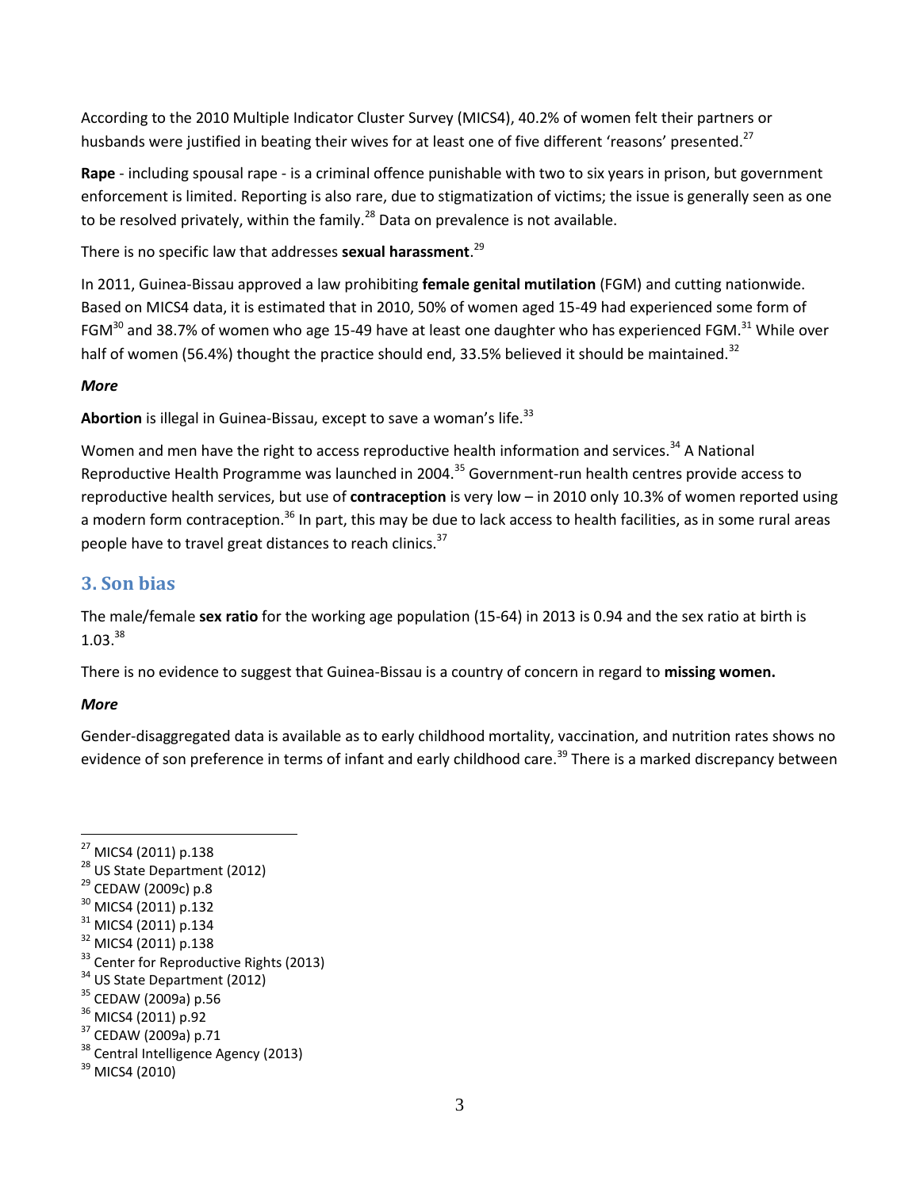According to the 2010 Multiple Indicator Cluster Survey (MICS4), 40.2% of women felt their partners or husbands were justified in beating their wives for at least one of five different 'reasons' presented.[27]

**Rape** - including spousal rape - is a criminal offence punishable with two to six years in prison, but government enforcement is limited. Reporting is also rare, due to stigmatization of victims; the issue is generally seen as one to be resolved privately, within the family.[28] Data on prevalence is not available.

There is no specific law that addresses **sexual harassment**.[29]

In 2011, Guinea-Bissau approved a law prohibiting **female genital mutilation** (FGM) and cutting nationwide. Based on MICS4 data, it is estimated that in 2010, 50% of women aged 15-49 had experienced some form of FGM[30] and 38.7% of women who age 15-49 have at least one daughter who has experienced FGM.[31] While over half of women (56.4%) thought the practice should end, 33.5% believed it should be maintained.[32]

***More***

**Abortion** is illegal in Guinea-Bissau, except to save a woman's life.[33]

Women and men have the right to access reproductive health information and services.[34] A National Reproductive Health Programme was launched in 2004.[35] Government-run health centres provide access to reproductive health services, but use of **contraception** is very low – in 2010 only 10.3% of women reported using a modern form contraception.[36] In part, this may be due to lack access to health facilities, as in some rural areas people have to travel great distances to reach clinics.[37]

## 3. Son bias

The male/female **sex ratio** for the working age population (15-64) in 2013 is 0.94 and the sex ratio at birth is 1.03.[38]

There is no evidence to suggest that Guinea-Bissau is a country of concern in regard to **missing women.**

***More***

Gender-disaggregated data is available as to early childhood mortality, vaccination, and nutrition rates shows no evidence of son preference in terms of infant and early childhood care.[39] There is a marked discrepancy between

---

[27] MICS4 (2011) p.138
[28] US State Department (2012)
[29] CEDAW (2009c) p.8
[30] MICS4 (2011) p.132
[31] MICS4 (2011) p.134
[32] MICS4 (2011) p.138
[33] Center for Reproductive Rights (2013)
[34] US State Department (2012)
[35] CEDAW (2009a) p.56
[36] MICS4 (2011) p.92
[37] CEDAW (2009a) p.71
[38] Central Intelligence Agency (2013)
[39] MICS4 (2010)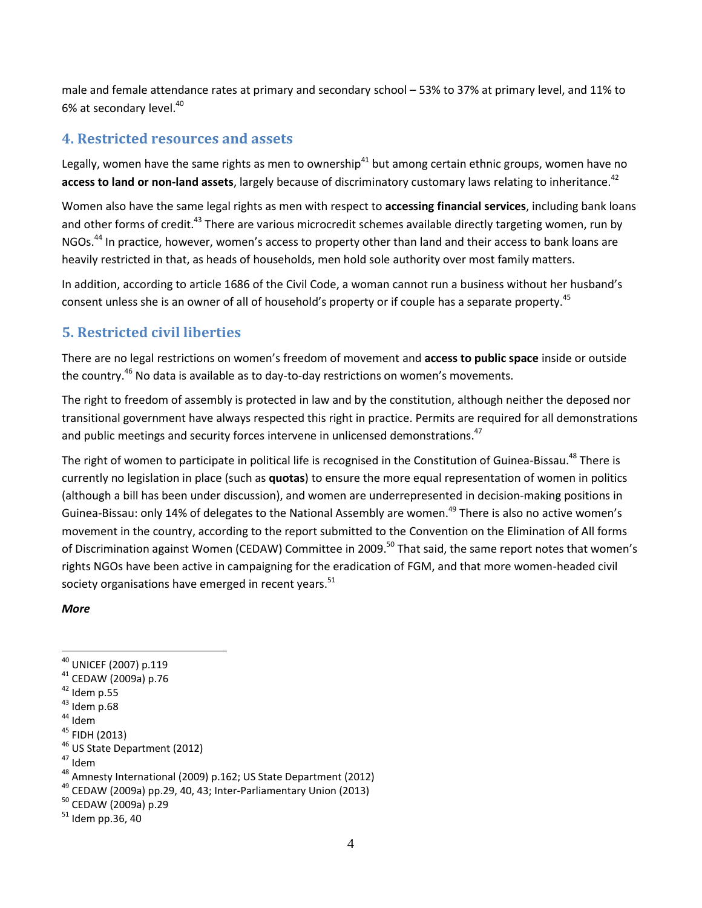male and female attendance rates at primary and secondary school – 53% to 37% at primary level, and 11% to 6% at secondary level.[40]

## 4. Restricted resources and assets

Legally, women have the same rights as men to ownership[41] but among certain ethnic groups, women have no **access to land or non-land assets**, largely because of discriminatory customary laws relating to inheritance.[42]

Women also have the same legal rights as men with respect to **accessing financial services**, including bank loans and other forms of credit.[43] There are various microcredit schemes available directly targeting women, run by NGOs.[44] In practice, however, women's access to property other than land and their access to bank loans are heavily restricted in that, as heads of households, men hold sole authority over most family matters.

In addition, according to article 1686 of the Civil Code, a woman cannot run a business without her husband's consent unless she is an owner of all of household's property or if couple has a separate property.[45]

## 5. Restricted civil liberties

There are no legal restrictions on women's freedom of movement and **access to public space** inside or outside the country.[46] No data is available as to day-to-day restrictions on women's movements.

The right to freedom of assembly is protected in law and by the constitution, although neither the deposed nor transitional government have always respected this right in practice. Permits are required for all demonstrations and public meetings and security forces intervene in unlicensed demonstrations.[47]

The right of women to participate in political life is recognised in the Constitution of Guinea-Bissau.[48] There is currently no legislation in place (such as **quotas**) to ensure the more equal representation of women in politics (although a bill has been under discussion), and women are underrepresented in decision-making positions in Guinea-Bissau: only 14% of delegates to the National Assembly are women.[49] There is also no active women's movement in the country, according to the report submitted to the Convention on the Elimination of All forms of Discrimination against Women (CEDAW) Committee in 2009.[50] That said, the same report notes that women's rights NGOs have been active in campaigning for the eradication of FGM, and that more women-headed civil society organisations have emerged in recent years.[51]

***More***

---

[40] UNICEF (2007) p.119
[41] CEDAW (2009a) p.76
[42] Idem p.55
[43] Idem p.68
[44] Idem
[45] FIDH (2013)
[46] US State Department (2012)
[47] Idem
[48] Amnesty International (2009) p.162; US State Department (2012)
[49] CEDAW (2009a) pp.29, 40, 43; Inter-Parliamentary Union (2013)
[50] CEDAW (2009a) p.29
[51] Idem pp.36, 40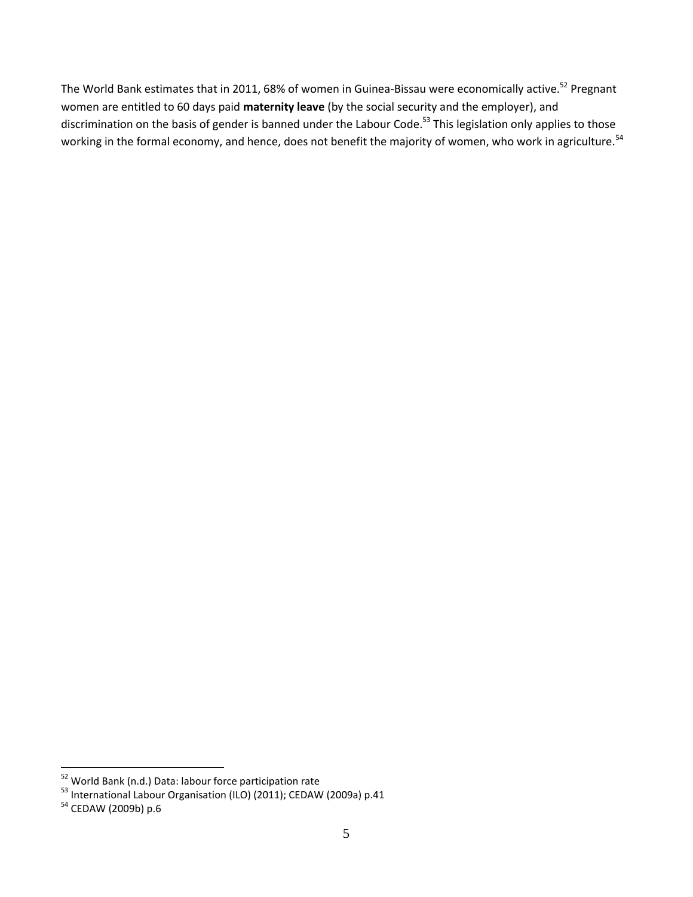The World Bank estimates that in 2011, 68% of women in Guinea-Bissau were economically active.[52] Pregnant women are entitled to 60 days paid **maternity leave** (by the social security and the employer), and discrimination on the basis of gender is banned under the Labour Code.[53] This legislation only applies to those working in the formal economy, and hence, does not benefit the majority of women, who work in agriculture.[54]

---

[52] World Bank (n.d.) Data: labour force participation rate

[53] International Labour Organisation (ILO) (2011); CEDAW (2009a) p.41

[54] CEDAW (2009b) p.6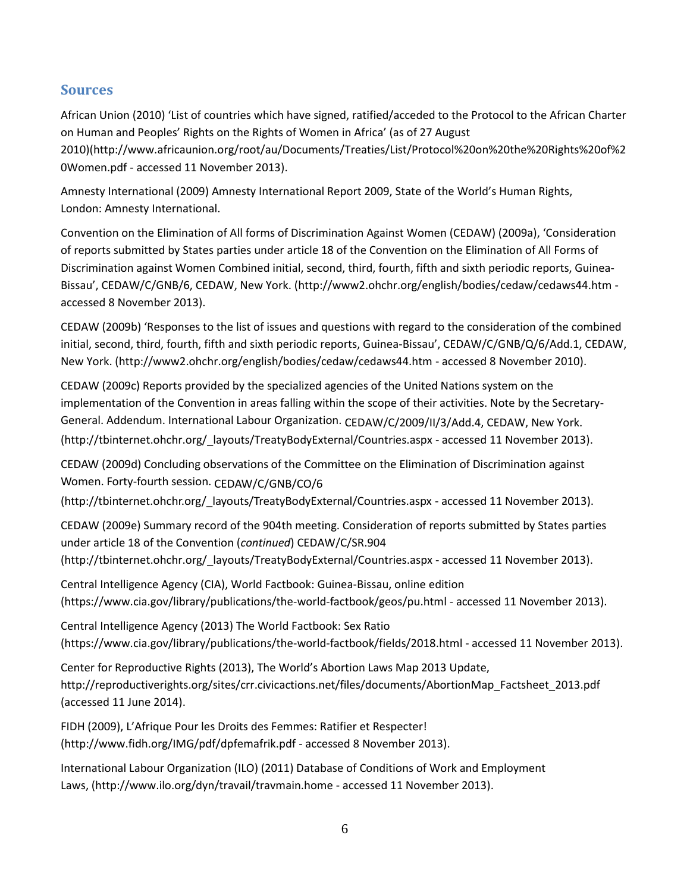## Sources

African Union (2010) 'List of countries which have signed, ratified/acceded to the Protocol to the African Charter on Human and Peoples' Rights on the Rights of Women in Africa' (as of 27 August 2010)(http://www.africaunion.org/root/au/Documents/Treaties/List/Protocol%20on%20the%20Rights%20of%20Women.pdf - accessed 11 November 2013).

Amnesty International (2009) Amnesty International Report 2009, State of the World's Human Rights, London: Amnesty International.

Convention on the Elimination of All forms of Discrimination Against Women (CEDAW) (2009a), 'Consideration of reports submitted by States parties under article 18 of the Convention on the Elimination of All Forms of Discrimination against Women Combined initial, second, third, fourth, fifth and sixth periodic reports, Guinea-Bissau', CEDAW/C/GNB/6, CEDAW, New York. (http://www2.ohchr.org/english/bodies/cedaw/cedaws44.htm - accessed 8 November 2013).

CEDAW (2009b) 'Responses to the list of issues and questions with regard to the consideration of the combined initial, second, third, fourth, fifth and sixth periodic reports, Guinea-Bissau', CEDAW/C/GNB/Q/6/Add.1, CEDAW, New York. (http://www2.ohchr.org/english/bodies/cedaw/cedaws44.htm - accessed 8 November 2010).

CEDAW (2009c) Reports provided by the specialized agencies of the United Nations system on the implementation of the Convention in areas falling within the scope of their activities. Note by the Secretary-General. Addendum. International Labour Organization. CEDAW/C/2009/II/3/Add.4, CEDAW, New York. (http://tbinternet.ohchr.org/_layouts/TreatyBodyExternal/Countries.aspx - accessed 11 November 2013).

CEDAW (2009d) Concluding observations of the Committee on the Elimination of Discrimination against Women. Forty-fourth session. CEDAW/C/GNB/CO/6 (http://tbinternet.ohchr.org/_layouts/TreatyBodyExternal/Countries.aspx - accessed 11 November 2013).

CEDAW (2009e) Summary record of the 904th meeting. Consideration of reports submitted by States parties under article 18 of the Convention (*continued*) CEDAW/C/SR.904 (http://tbinternet.ohchr.org/_layouts/TreatyBodyExternal/Countries.aspx - accessed 11 November 2013).

Central Intelligence Agency (CIA), World Factbook: Guinea-Bissau, online edition (https://www.cia.gov/library/publications/the-world-factbook/geos/pu.html - accessed 11 November 2013).

Central Intelligence Agency (2013) The World Factbook: Sex Ratio (https://www.cia.gov/library/publications/the-world-factbook/fields/2018.html - accessed 11 November 2013).

Center for Reproductive Rights (2013), The World's Abortion Laws Map 2013 Update, http://reproductiverights.org/sites/crr.civicactions.net/files/documents/AbortionMap_Factsheet_2013.pdf (accessed 11 June 2014).

FIDH (2009), L'Afrique Pour les Droits des Femmes: Ratifier et Respecter! (http://www.fidh.org/IMG/pdf/dpfemafrik.pdf - accessed 8 November 2013).

International Labour Organization (ILO) (2011) Database of Conditions of Work and Employment Laws, (http://www.ilo.org/dyn/travail/travmain.home - accessed 11 November 2013).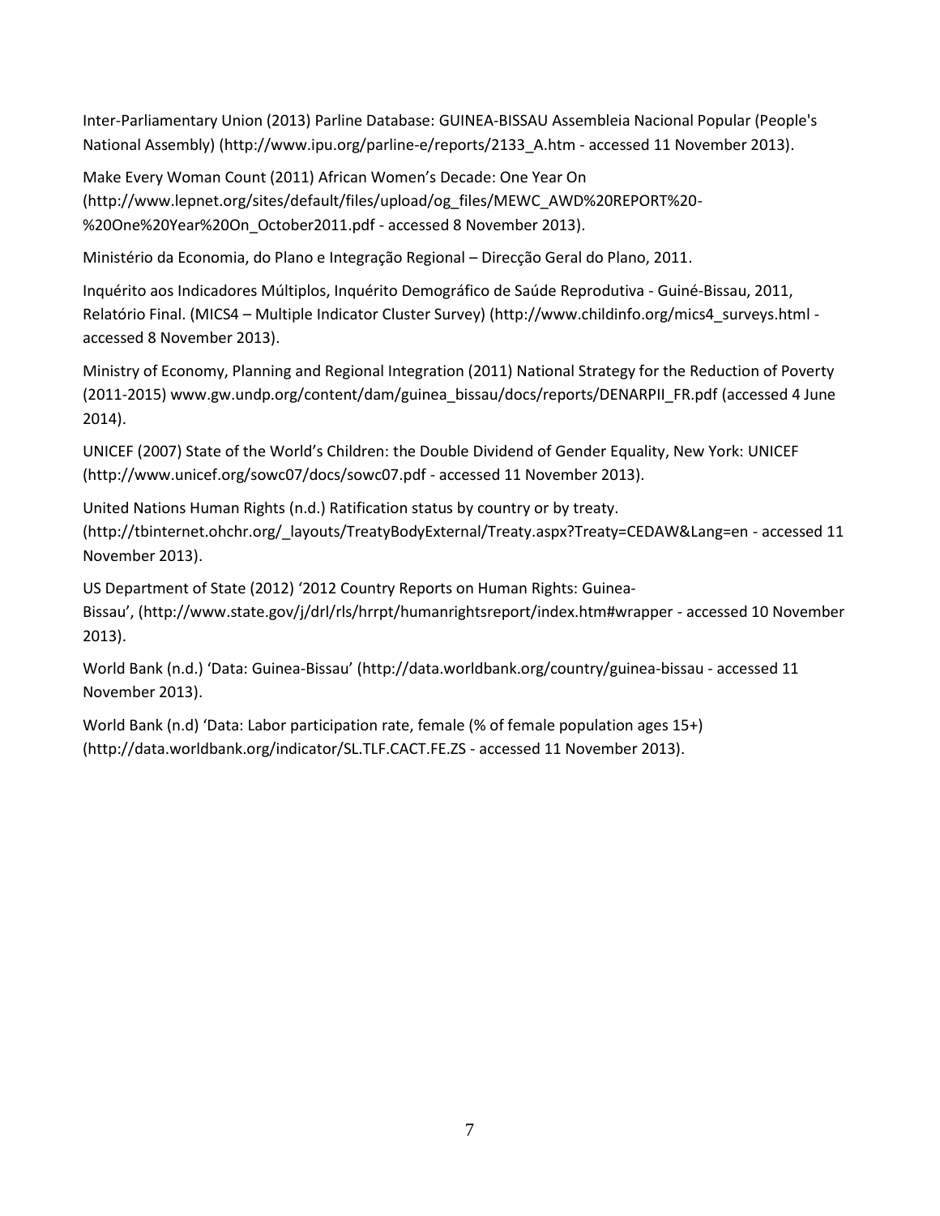Inter-Parliamentary Union (2013) Parline Database: GUINEA-BISSAU Assembleia Nacional Popular (People's National Assembly) (http://www.ipu.org/parline-e/reports/2133_A.htm - accessed 11 November 2013).

Make Every Woman Count (2011) African Women's Decade: One Year On (http://www.lepnet.org/sites/default/files/upload/og_files/MEWC_AWD%20REPORT%20-%20One%20Year%20On_October2011.pdf - accessed 8 November 2013).

Ministério da Economia, do Plano e Integração Regional – Direcção Geral do Plano, 2011.

Inquérito aos Indicadores Múltiplos, Inquérito Demográfico de Saúde Reprodutiva - Guiné-Bissau, 2011, Relatório Final. (MICS4 – Multiple Indicator Cluster Survey) (http://www.childinfo.org/mics4_surveys.html - accessed 8 November 2013).

Ministry of Economy, Planning and Regional Integration (2011) National Strategy for the Reduction of Poverty (2011-2015) www.gw.undp.org/content/dam/guinea_bissau/docs/reports/DENARPII_FR.pdf (accessed 4 June 2014).

UNICEF (2007) State of the World's Children: the Double Dividend of Gender Equality, New York: UNICEF (http://www.unicef.org/sowc07/docs/sowc07.pdf - accessed 11 November 2013).

United Nations Human Rights (n.d.) Ratification status by country or by treaty. (http://tbinternet.ohchr.org/_layouts/TreatyBodyExternal/Treaty.aspx?Treaty=CEDAW&Lang=en - accessed 11 November 2013).

US Department of State (2012) '2012 Country Reports on Human Rights: Guinea-Bissau', (http://www.state.gov/j/drl/rls/hrrpt/humanrightsreport/index.htm#wrapper - accessed 10 November 2013).

World Bank (n.d.) 'Data: Guinea-Bissau' (http://data.worldbank.org/country/guinea-bissau - accessed 11 November 2013).

World Bank (n.d) 'Data: Labor participation rate, female (% of female population ages 15+) (http://data.worldbank.org/indicator/SL.TLF.CACT.FE.ZS - accessed 11 November 2013).